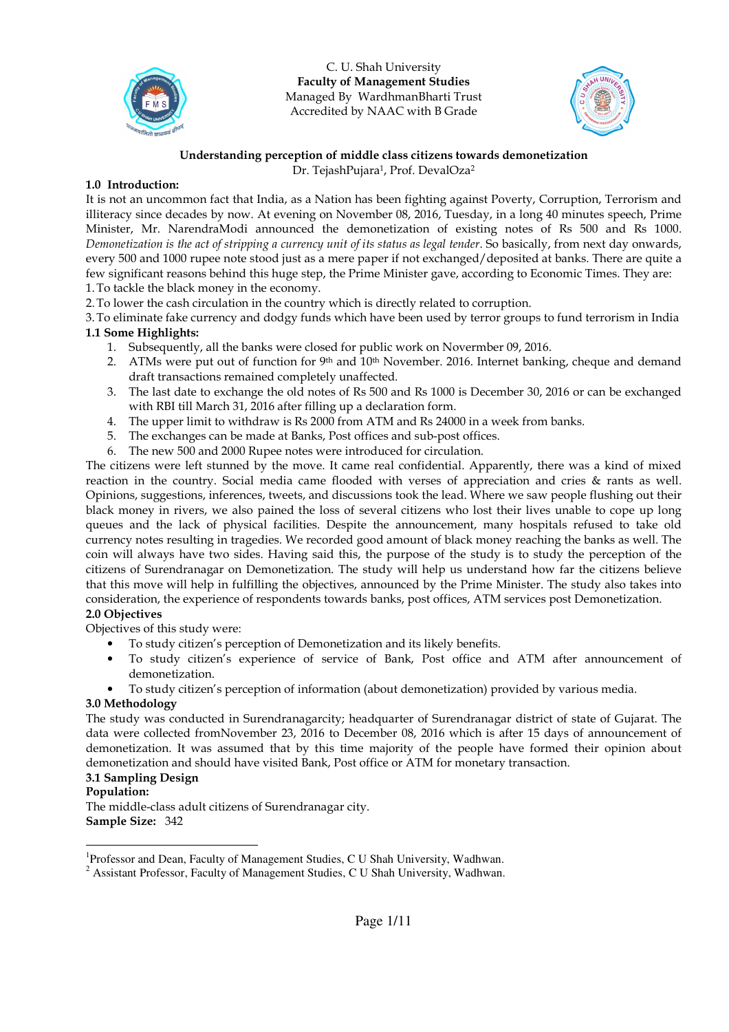C. U. Shah University
**Faculty of Management Studies**
Managed By WardhmanBharti Trust
Accredited by NAAC with B Grade

**Understanding perception of middle class citizens towards demonetization**

Dr. TejashPujara[1], Prof. DevalOza[2]

## 1.0 Introduction:

It is not an uncommon fact that India, as a Nation has been fighting against Poverty, Corruption, Terrorism and illiteracy since decades by now. At evening on November 08, 2016, Tuesday, in a long 40 minutes speech, Prime Minister, Mr. NarendraModi announced the demonetization of existing notes of Rs 500 and Rs 1000. *Demonetization is the act of stripping a currency unit of its status as legal tender*. So basically, from next day onwards, every 500 and 1000 rupee note stood just as a mere paper if not exchanged/deposited at banks. There are quite a few significant reasons behind this huge step, the Prime Minister gave, according to Economic Times. They are:

1. To tackle the black money in the economy.
2. To lower the cash circulation in the country which is directly related to corruption.
3. To eliminate fake currency and dodgy funds which have been used by terror groups to fund terrorism in India

### 1.1 Some Highlights:

1. Subsequently, all the banks were closed for public work on Novermber 09, 2016.
2. ATMs were put out of function for 9th and 10th November. 2016. Internet banking, cheque and demand draft transactions remained completely unaffected.
3. The last date to exchange the old notes of Rs 500 and Rs 1000 is December 30, 2016 or can be exchanged with RBI till March 31, 2016 after filling up a declaration form.
4. The upper limit to withdraw is Rs 2000 from ATM and Rs 24000 in a week from banks.
5. The exchanges can be made at Banks, Post offices and sub-post offices.
6. The new 500 and 2000 Rupee notes were introduced for circulation.

The citizens were left stunned by the move. It came real confidential. Apparently, there was a kind of mixed reaction in the country. Social media came flooded with verses of appreciation and cries & rants as well. Opinions, suggestions, inferences, tweets, and discussions took the lead. Where we saw people flushing out their black money in rivers, we also pained the loss of several citizens who lost their lives unable to cope up long queues and the lack of physical facilities. Despite the announcement, many hospitals refused to take old currency notes resulting in tragedies. We recorded good amount of black money reaching the banks as well. The coin will always have two sides. Having said this, the purpose of the study is to study the perception of the citizens of Surendranagar on Demonetization. The study will help us understand how far the citizens believe that this move will help in fulfilling the objectives, announced by the Prime Minister. The study also takes into consideration, the experience of respondents towards banks, post offices, ATM services post Demonetization.

## 2.0 Objectives

Objectives of this study were:

- To study citizen's perception of Demonetization and its likely benefits.
- To study citizen's experience of service of Bank, Post office and ATM after announcement of demonetization.
- To study citizen's perception of information (about demonetization) provided by various media.

## 3.0 Methodology

The study was conducted in Surendranagarcity; headquarter of Surendranagar district of state of Gujarat. The data were collected fromNovember 23, 2016 to December 08, 2016 which is after 15 days of announcement of demonetization. It was assumed that by this time majority of the people have formed their opinion about demonetization and should have visited Bank, Post office or ATM for monetary transaction.

### 3.1 Sampling Design

**Population:**

The middle-class adult citizens of Surendranagar city.

**Sample Size:** 342

---

[1] Professor and Dean, Faculty of Management Studies, C U Shah University, Wadhwan.

[2] Assistant Professor, Faculty of Management Studies, C U Shah University, Wadhwan.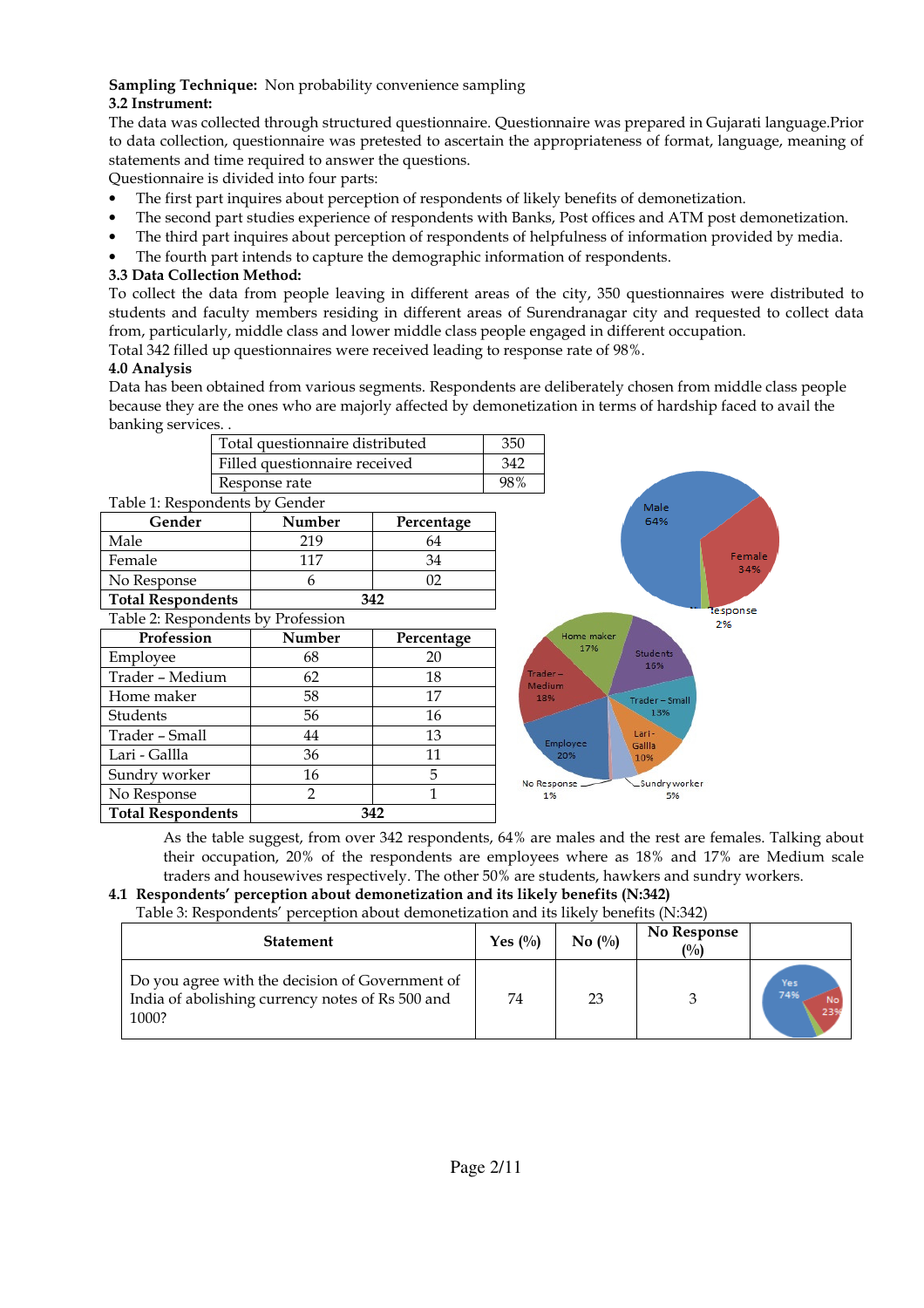**Sampling Technique:** Non probability convenience sampling

**3.2 Instrument:**

The data was collected through structured questionnaire. Questionnaire was prepared in Gujarati language.Prior to data collection, questionnaire was pretested to ascertain the appropriateness of format, language, meaning of statements and time required to answer the questions.

Questionnaire is divided into four parts:

- The first part inquires about perception of respondents of likely benefits of demonetization.
- The second part studies experience of respondents with Banks, Post offices and ATM post demonetization.
- The third part inquires about perception of respondents of helpfulness of information provided by media.
- The fourth part intends to capture the demographic information of respondents.

**3.3 Data Collection Method:**

To collect the data from people leaving in different areas of the city, 350 questionnaires were distributed to students and faculty members residing in different areas of Surendranagar city and requested to collect data from, particularly, middle class and lower middle class people engaged in different occupation.

Total 342 filled up questionnaires were received leading to response rate of 98%.

**4.0 Analysis**

Data has been obtained from various segments. Respondents are deliberately chosen from middle class people because they are the ones who are majorly affected by demonetization in terms of hardship faced to avail the banking services. .

| | |
|---|---|
| Total questionnaire distributed | 350 |
| Filled questionnaire received | 342 |
| Response rate | 98% |

Table 1: Respondents by Gender

| Gender | Number | Percentage |
|---|---|---|
| Male | 219 | 64 |
| Female | 117 | 34 |
| No Response | 6 | 02 |
| **Total Respondents** | 342 | |

Male 64% · Female 34% · No Response 2%

Table 2: Respondents by Profession

| Profession | Number | Percentage |
|---|---|---|
| Employee | 68 | 20 |
| Trader – Medium | 62 | 18 |
| Home maker | 58 | 17 |
| Students | 56 | 16 |
| Trader – Small | 44 | 13 |
| Lari - Gallla | 36 | 11 |
| Sundry worker | 16 | 5 |
| No Respone | 2 | 1 |
| **Total Respondents** | 342 | |

Home maker 17% · Students 16% · Trader – Medium 18% · Trader – Small 13% · Employee 20% · Lari - Gallla 10% · No Response 1% · Sundry worker 5%

As the table suggest, from over 342 respondents, 64% are males and the rest are females. Talking about their occupation, 20% of the respondents are employees where as 18% and 17% are Medium scale traders and housewives respectively. The other 50% are students, hawkers and sundry workers.

**4.1 Respondents' perception about demonetization and its likely benefits (N:342)**

Table 3: Respondents' perception about demonetization and its likely benefits (N:342)

| Statement | Yes (%) | No (%) | No Response (%) | |
|---|---|---|---|---|
| Do you agree with the decision of Government of India of abolishing currency notes of Rs 500 and 1000? | 74 | 23 | 3 | Yes 74% · No 23% |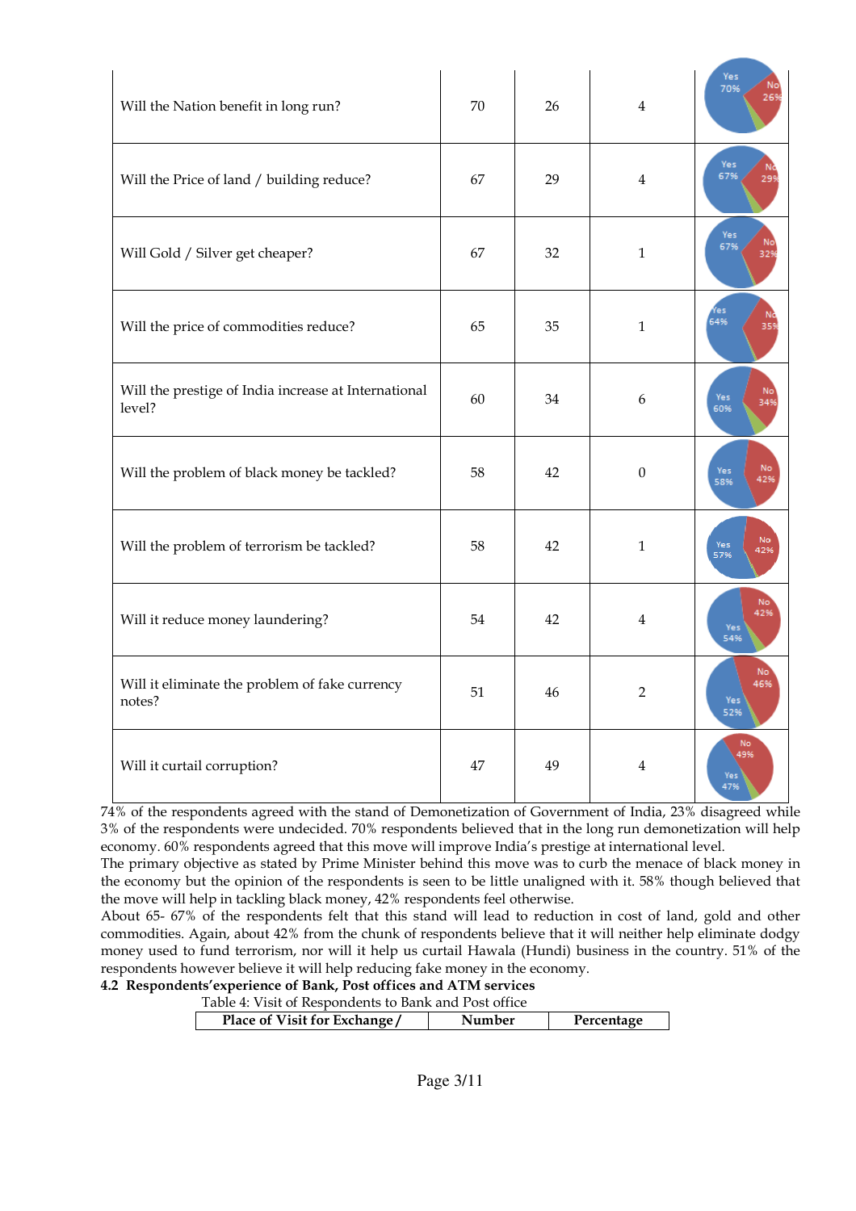| | | | | |
|---|---|---|---|---|
| Will the Nation benefit in long run? | 70 | 26 | 4 | Yes 70% No 26% |
| Will the Price of land / building reduce? | 67 | 29 | 4 | Yes 67% No 29% |
| Will Gold / Silver get cheaper? | 67 | 32 | 1 | Yes 67% No 32% |
| Will the price of commodities reduce? | 65 | 35 | 1 | Yes 64% No 35% |
| Will the prestige of India increase at International level? | 60 | 34 | 6 | Yes 60% No 34% |
| Will the problem of black money be tackled? | 58 | 42 | 0 | Yes 58% No 42% |
| Will the problem of terrorism be tackled? | 58 | 42 | 1 | Yes 57% No 42% |
| Will it reduce money laundering? | 54 | 42 | 4 | Yes 54% No 42% |
| Will it eliminate the problem of fake currency notes? | 51 | 46 | 2 | Yes 52% No 46% |
| Will it curtail corruption? | 47 | 49 | 4 | Yes 47% No 49% |

74% of the respondents agreed with the stand of Demonetization of Government of India, 23% disagreed while 3% of the respondents were undecided. 70% respondents believed that in the long run demonetization will help economy. 60% respondents agreed that this move will improve India's prestige at international level.

The primary objective as stated by Prime Minister behind this move was to curb the menace of black money in the economy but the opinion of the respondents is seen to be little unaligned with it. 58% though believed that the move will help in tackling black money, 42% respondents feel otherwise.

About 65- 67% of the respondents felt that this stand will lead to reduction in cost of land, gold and other commodities. Again, about 42% from the chunk of respondents believe that it will neither help eliminate dodgy money used to fund terrorism, nor will it help us curtail Hawala (Hundi) business in the country. 51% of the respondents however believe it will help reducing fake money in the economy.

**4.2 Respondents'experience of Bank, Post offices and ATM services**

Table 4: Visit of Respondents to Bank and Post office

| Place of Visit for Exchange / | Number | Percentage |
|---|---|---|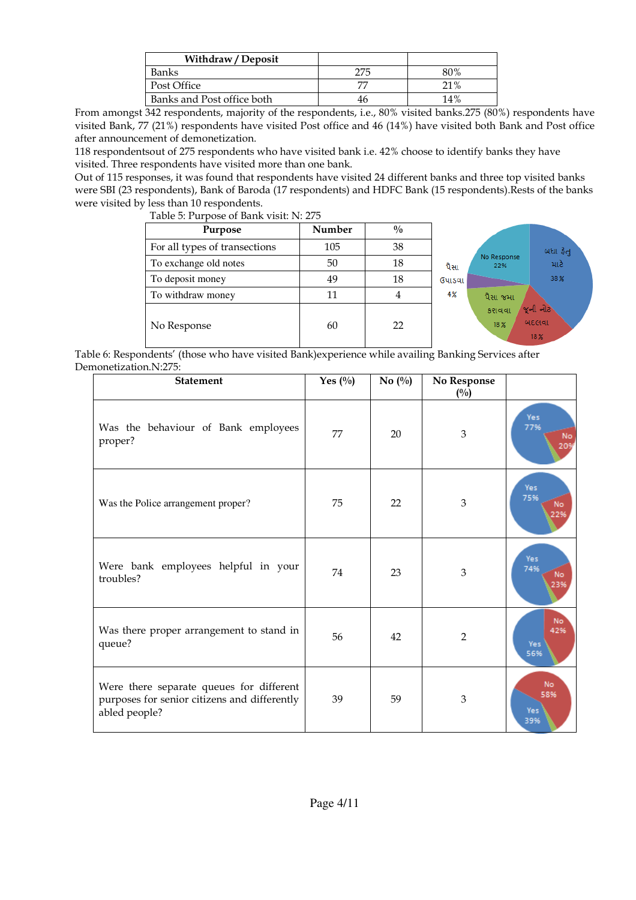| Withdraw / Deposit | | |
|---|---|---|
| Banks | 275 | 80% |
| Post Office | 77 | 21% |
| Banks and Post office both | 46 | 14% |

From amongst 342 respondents, majority of the respondents, i.e., 80% visited banks.275 (80%) respondents have visited Bank, 77 (21%) respondents have visited Post office and 46 (14%) have visited both Bank and Post office after announcement of demonetization.

118 respondentsout of 275 respondents who have visited bank i.e. 42% choose to identify banks they have visited. Three respondents have visited more than one bank.

Out of 115 responses, it was found that respondents have visited 24 different banks and three top visited banks were SBI (23 respondents), Bank of Baroda (17 respondents) and HDFC Bank (15 respondents).Rests of the banks were visited by less than 10 respondents.

Table 5: Purpose of Bank visit: N: 275

| Purpose | Number | % |
|---|---|---|
| For all types of transections | 105 | 38 |
| To exchange old notes | 50 | 18 |
| To deposit money | 49 | 18 |
| To withdraw money | 11 | 4 |
| No Response | 60 | 22 |

Table 6: Respondents' (those who have visited Bank)experience while availing Banking Services after Demonetization.N:275:

| Statement | Yes (%) | No (%) | No Response (%) |
|---|---|---|---|
| Was the behaviour of Bank employees proper? | 77 | 20 | 3 |
| Was the Police arrangement proper? | 75 | 22 | 3 |
| Were bank employees helpful in your troubles? | 74 | 23 | 3 |
| Was there proper arrangement to stand in queue? | 56 | 42 | 2 |
| Were there separate queues for different purposes for senior citizens and differently abled people? | 39 | 59 | 3 |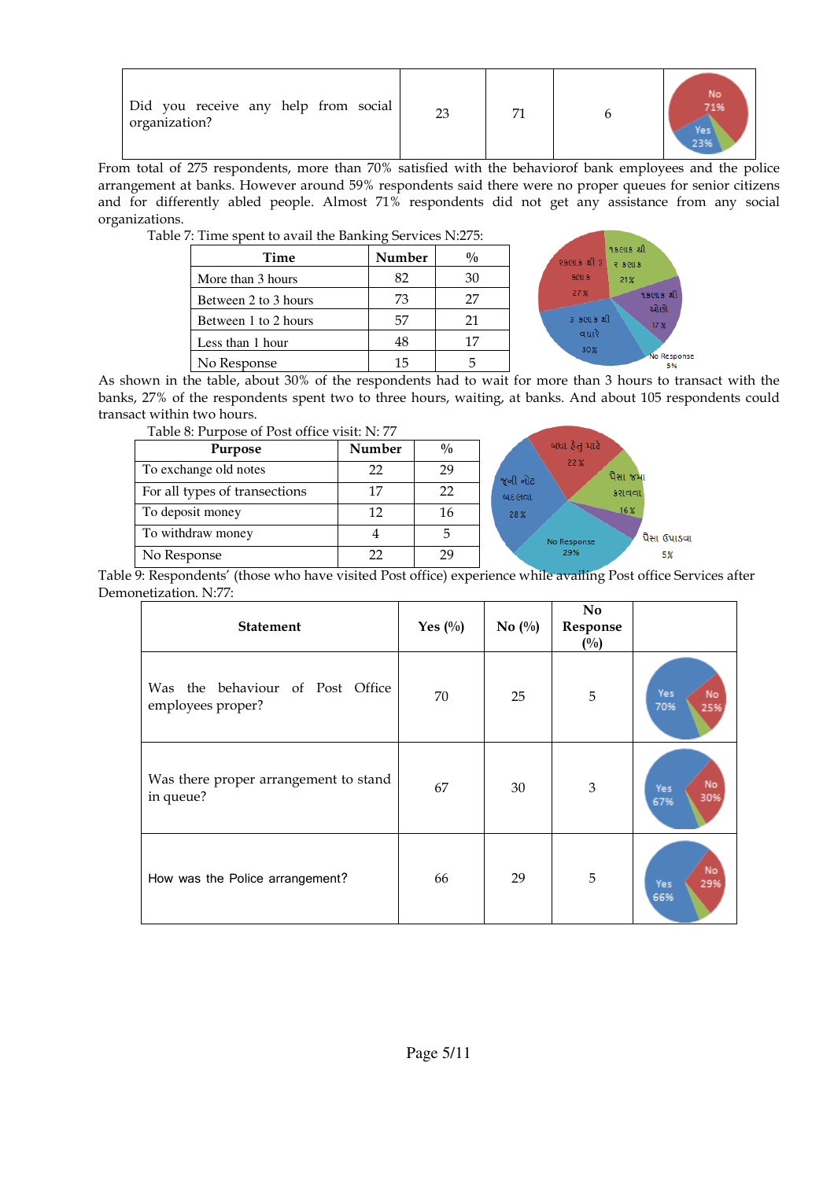| Did you receive any help from social organization? | 23 | 71 | 6 | |
|---|---|---|---|---|

From total of 275 respondents, more than 70% satisfied with the behaviorof bank employees and the police arrangement at banks. However around 59% respondents said there were no proper queues for senior citizens and for differently abled people. Almost 71% respondents did not get any assistance from any social organizations.

Table 7: Time spent to avail the Banking Services N:275:

| Time | Number | % |
|---|---|---|
| More than 3 hours | 82 | 30 |
| Between 2 to 3 hours | 73 | 27 |
| Between 1 to 2 hours | 57 | 21 |
| Less than 1 hour | 48 | 17 |
| No Response | 15 | 5 |

As shown in the table, about 30% of the respondents had to wait for more than 3 hours to transact with the banks, 27% of the respondents spent two to three hours, waiting, at banks. And about 105 respondents could transact within two hours.

Table 8: Purpose of Post office visit: N: 77

| Purpose | Number | % |
|---|---|---|
| To exchange old notes | 22 | 29 |
| For all types of transactions | 17 | 22 |
| To deposit money | 12 | 16 |
| To withdraw money | 4 | 5 |
| No Response | 22 | 29 |

Table 9: Respondents' (those who have visited Post office) experience while availing Post office Services after Demonetization. N:77:

| Statement | Yes (%) | No (%) | No Response (%) | |
|---|---|---|---|---|
| Was the behaviour of Post Office employees proper? | 70 | 25 | 5 | |
| Was there proper arrangement to stand in queue? | 67 | 30 | 3 | |
| How was the Police arrangement? | 66 | 29 | 5 | |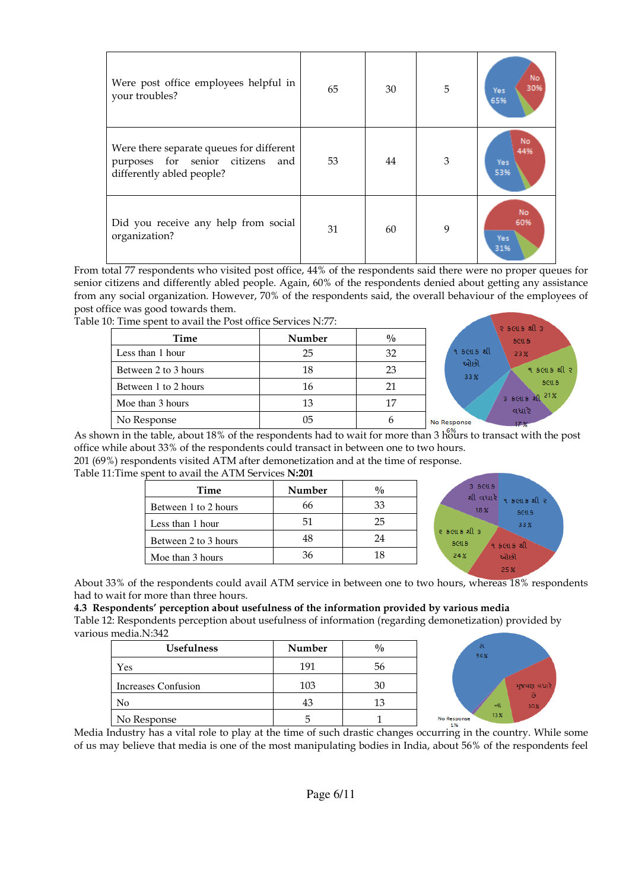| Were post office employees helpful in your troubles? | 65 | 30 | 5 |
|---|---|---|---|
| Were there separate queues for different purposes for senior citizens and differently abled people? | 53 | 44 | 3 |
| Did you receive any help from social organization? | 31 | 60 | 9 |

From total 77 respondents who visited post office, 44% of the respondents said there were no proper queues for senior citizens and differently abled people. Again, 60% of the respondents denied about getting any assistance from any social organization. However, 70% of the respondents said, the overall behaviour of the employees of post office was good towards them.

Table 10: Time spent to avail the Post office Services N:77:

| Time | Number | % |
|---|---|---|
| Less than 1 hour | 25 | 32 |
| Between 2 to 3 hours | 18 | 23 |
| Between 1 to 2 hours | 16 | 21 |
| Moe than 3 hours | 13 | 17 |
| No Response | 05 | 6 |

As shown in the table, about 18% of the respondents had to wait for more than 3 hours to transact with the post office while about 33% of the respondents could transact in between one to two hours.

201 (69%) respondents visited ATM after demonetization and at the time of response.

Table 11:Time spent to avail the ATM Services **N:201**

| Time | Number | % |
|---|---|---|
| Between 1 to 2 hours | 66 | 33 |
| Less than 1 hour | 51 | 25 |
| Between 2 to 3 hours | 48 | 24 |
| Moe than 3 hours | 36 | 18 |

About 33% of the respondents could avail ATM service in between one to two hours, whereas 18% respondents had to wait for more than three hours.

**4.3 Respondents' perception about usefulness of the information provided by various media**

Table 12: Respondents perception about usefulness of information (regarding demonetization) provided by various media.N:342

| Usefulness | Number | % |
|---|---|---|
| Yes | 191 | 56 |
| Increases Confusion | 103 | 30 |
| No | 43 | 13 |
| No Response | 5 | 1 |

Media Industry has a vital role to play at the time of such drastic changes occurring in the country. While some of us may believe that media is one of the most manipulating bodies in India, about 56% of the respondents feel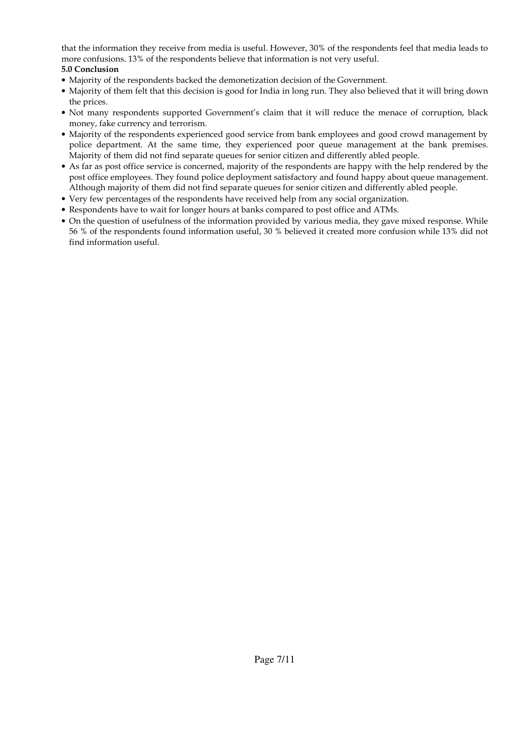that the information they receive from media is useful. However, 30% of the respondents feel that media leads to more confusions. 13% of the respondents believe that information is not very useful.

**5.0 Conclusion**

- Majority of the respondents backed the demonetization decision of the Government.
- Majority of them felt that this decision is good for India in long run. They also believed that it will bring down the prices.
- Not many respondents supported Government's claim that it will reduce the menace of corruption, black money, fake currency and terrorism.
- Majority of the respondents experienced good service from bank employees and good crowd management by police department. At the same time, they experienced poor queue management at the bank premises. Majority of them did not find separate queues for senior citizen and differently abled people.
- As far as post office service is concerned, majority of the respondents are happy with the help rendered by the post office employees. They found police deployment satisfactory and found happy about queue management. Although majority of them did not find separate queues for senior citizen and differently abled people.
- Very few percentages of the respondents have received help from any social organization.
- Respondents have to wait for longer hours at banks compared to post office and ATMs.
- On the question of usefulness of the information provided by various media, they gave mixed response. While 56 % of the respondents found information useful, 30 % believed it created more confusion while 13% did not find information useful.